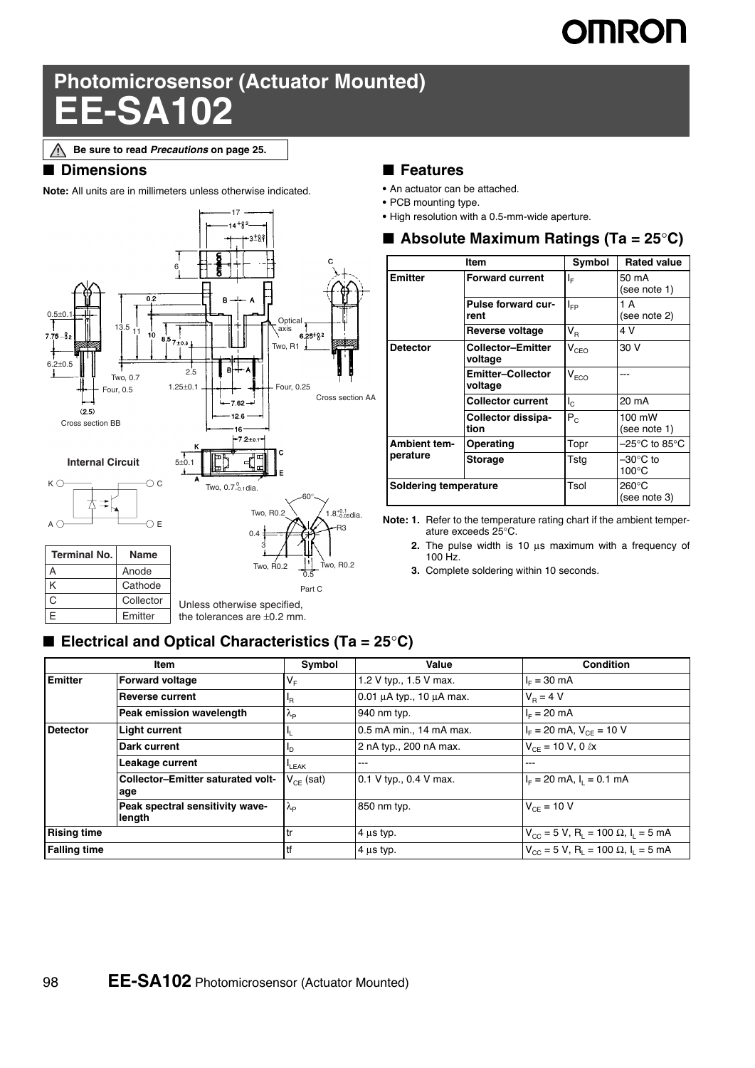# Photomicrosensor (Actuator Mounted)
# EE-SA102

⚠ **Be sure to read *Precautions* on page 25.**

## ■ Dimensions

**Note:** All units are in millimeters unless otherwise indicated.

**Internal Circuit**

| Terminal No. | Name |
|---|---|
| A | Anode |
| K | Cathode |
| C | Collector |
| E | Emitter |

Unless otherwise specified, the tolerances are ±0.2 mm.

## ■ Features

- An actuator can be attached.
- PCB mounting type.
- High resolution with a 0.5-mm-wide aperture.

## ■ Absolute Maximum Ratings (Ta = 25°C)

| Item | | Symbol | Rated value |
|---|---|---|---|
| **Emitter** | **Forward current** | $I_F$ | 50 mA (see note 1) |
| | **Pulse forward current** | $I_{FP}$ | 1 A (see note 2) |
| | **Reverse voltage** | $V_R$ | 4 V |
| **Detector** | **Collector–Emitter voltage** | $V_{CEO}$ | 30 V |
| | **Emitter–Collector voltage** | $V_{ECO}$ | --- |
| | **Collector current** | $I_C$ | 20 mA |
| | **Collector dissipation** | $P_C$ | 100 mW (see note 1) |
| **Ambient temperature** | **Operating** | Topr | –25°C to 85°C |
| | **Storage** | Tstg | –30°C to 100°C |
| **Soldering temperature** | | Tsol | 260°C (see note 3) |

**Note: 1.** Refer to the temperature rating chart if the ambient temperature exceeds 25°C.

**2.** The pulse width is 10 μs maximum with a frequency of 100 Hz.

**3.** Complete soldering within 10 seconds.

## ■ Electrical and Optical Characteristics (Ta = 25°C)

| Item | | Symbol | Value | Condition |
|---|---|---|---|---|
| **Emitter** | **Forward voltage** | $V_F$ | 1.2 V typ., 1.5 V max. | $I_F$ = 30 mA |
| | **Reverse current** | $I_R$ | 0.01 μA typ., 10 μA max. | $V_R$ = 4 V |
| | **Peak emission wavelength** | $\lambda_P$ | 940 nm typ. | $I_F$ = 20 mA |
| **Detector** | **Light current** | $I_L$ | 0.5 mA min., 14 mA max. | $I_F$ = 20 mA, $V_{CE}$ = 10 V |
| | **Dark current** | $I_D$ | 2 nA typ., 200 nA max. | $V_{CE}$ = 10 V, 0 ℓx |
| | **Leakage current** | $I_{LEAK}$ | --- | --- |
| | **Collector–Emitter saturated voltage** | $V_{CE}$ (sat) | 0.1 V typ., 0.4 V max. | $I_F$ = 20 mA, $I_L$ = 0.1 mA |
| | **Peak spectral sensitivity wavelength** | $\lambda_P$ | 850 nm typ. | $V_{CE}$ = 10 V |
| **Rising time** | | tr | 4 μs typ. | $V_{CC}$ = 5 V, $R_L$ = 100 Ω, $I_L$ = 5 mA |
| **Falling time** | | tf | 4 μs typ. | $V_{CC}$ = 5 V, $R_L$ = 100 Ω, $I_L$ = 5 mA |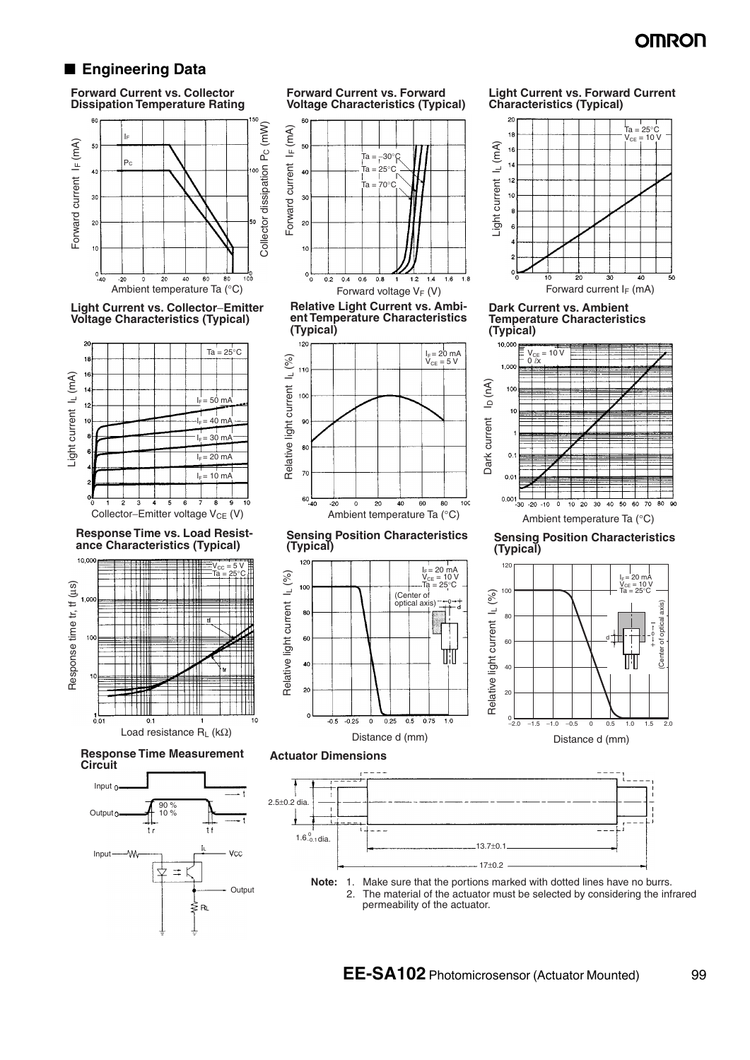## ■ Engineering Data

### Forward Current vs. Collector Dissipation Temperature Rating

Forward current $I_F$ (mA)

Collector dissipation $P_C$ (mW)

$I_F$

$P_C$

Ambient temperature Ta (°C)

### Forward Current vs. Forward Voltage Characteristics (Typical)

Forward current $I_F$ (mA)

Ta = −30°C

Ta = 25°C

Ta = 70°C

Forward voltage $V_F$ (V)

### Light Current vs. Forward Current Characteristics (Typical)

Light current $I_L$ (mA)

Ta = 25°C

$V_{CE}$ = 10 V

Forward current $I_F$ (mA)

### Light Current vs. Collector−Emitter Voltage Characteristics (Typical)

Light current $I_L$ (mA)

Ta = 25°C

$I_F$ = 50 mA

$I_F$ = 40 mA

$I_F$ = 30 mA

$I_F$ = 20 mA

$I_F$ = 10 mA

Collector−Emitter voltage $V_{CE}$ (V)

### Relative Light Current vs. Ambient Temperature Characteristics (Typical)

Relative light current $I_L$ (%)

$I_F$ = 20 mA

$V_{CE}$ = 5 V

Ambient temperature Ta (°C)

### Dark Current vs. Ambient Temperature Characteristics (Typical)

Dark current $I_D$ (nA)

$V_{CE}$ = 10 V

0 ℓx

Ambient temperature Ta (°C)

### Response Time vs. Load Resistance Characteristics (Typical)

Response time tr, tf (μs)

$V_{CC}$ = 5 V

Ta = 25°C

tf

tr

Load resistance $R_L$ (kΩ)

### Sensing Position Characteristics (Typical)

Relative light current $I_L$ (%)

$I_F$ = 20 mA

$V_{CE}$ = 10 V

Ta = 25°C

(Center of optical axis)

d

Distance d (mm)

### Sensing Position Characteristics (Typical)

Relative light current $I_L$ (%)

$I_F$ = 20 mA

$V_{CE}$ = 10 V

Ta = 25°C

d

(Center of optical axis)

Distance d (mm)

### Response Time Measurement Circuit

Input

Output

90 %

10 %

t r

t f

t

Input

$I_L$

Vcc

Output

$R_L$

### Actuator Dimensions

2.5±0.2 dia.

$1.6^{\ 0}_{-0.1}$ dia.

13.7±0.1

17±0.2

**Note:**
1. Make sure that the portions marked with dotted lines have no burrs.
2. The material of the actuator must be selected by considering the infrared permeability of the actuator.

**EE-SA102** Photomicrosensor (Actuator Mounted)